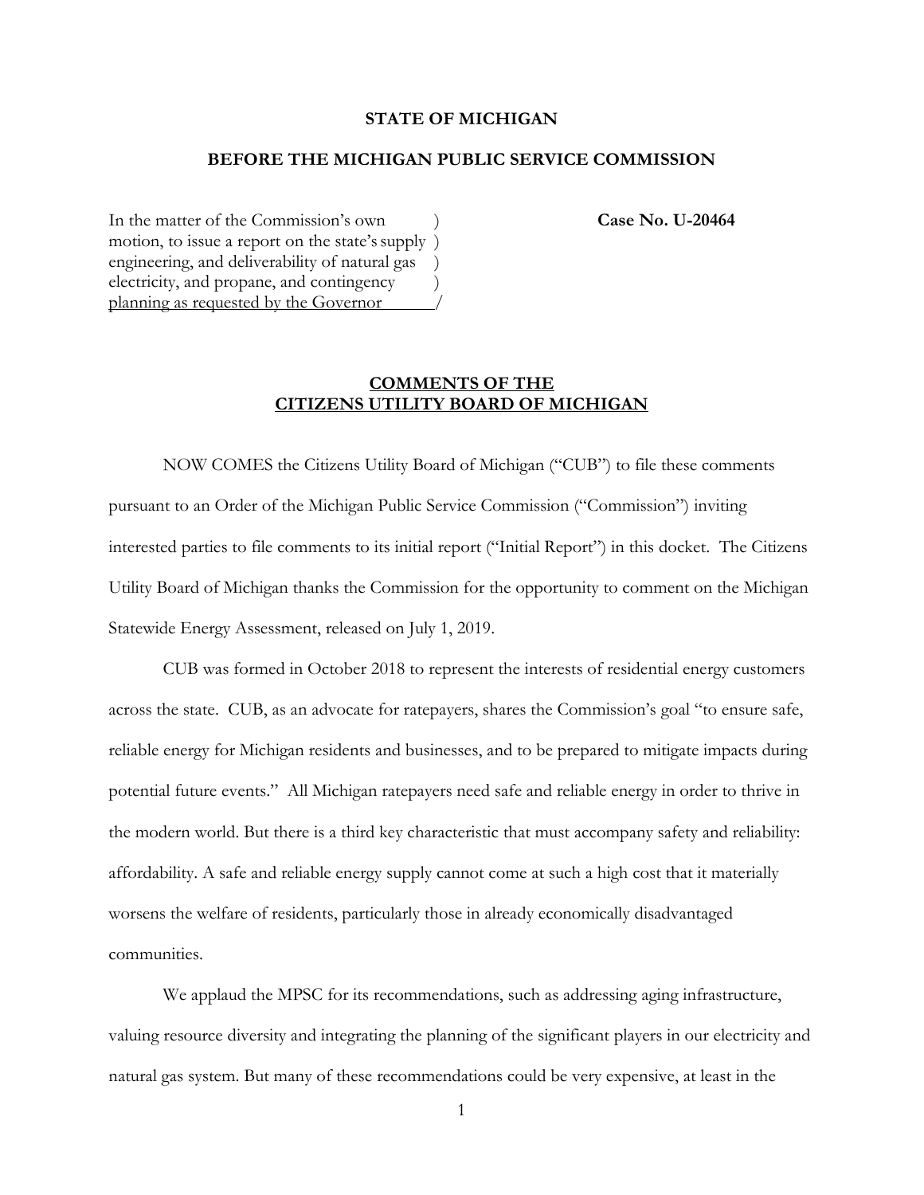**STATE OF MICHIGAN**

**BEFORE THE MICHIGAN PUBLIC SERVICE COMMISSION**

In the matter of the Commission's own motion, to issue a report on the state's supply engineering, and deliverability of natural gas electricity, and propane, and contingency planning as requested by the Governor

**Case No. U-20464**

## COMMENTS OF THE CITIZENS UTILITY BOARD OF MICHIGAN

NOW COMES the Citizens Utility Board of Michigan ("CUB") to file these comments pursuant to an Order of the Michigan Public Service Commission ("Commission") inviting interested parties to file comments to its initial report ("Initial Report") in this docket. The Citizens Utility Board of Michigan thanks the Commission for the opportunity to comment on the Michigan Statewide Energy Assessment, released on July 1, 2019.

CUB was formed in October 2018 to represent the interests of residential energy customers across the state. CUB, as an advocate for ratepayers, shares the Commission's goal "to ensure safe, reliable energy for Michigan residents and businesses, and to be prepared to mitigate impacts during potential future events." All Michigan ratepayers need safe and reliable energy in order to thrive in the modern world. But there is a third key characteristic that must accompany safety and reliability: affordability. A safe and reliable energy supply cannot come at such a high cost that it materially worsens the welfare of residents, particularly those in already economically disadvantaged communities.

We applaud the MPSC for its recommendations, such as addressing aging infrastructure, valuing resource diversity and integrating the planning of the significant players in our electricity and natural gas system. But many of these recommendations could be very expensive, at least in the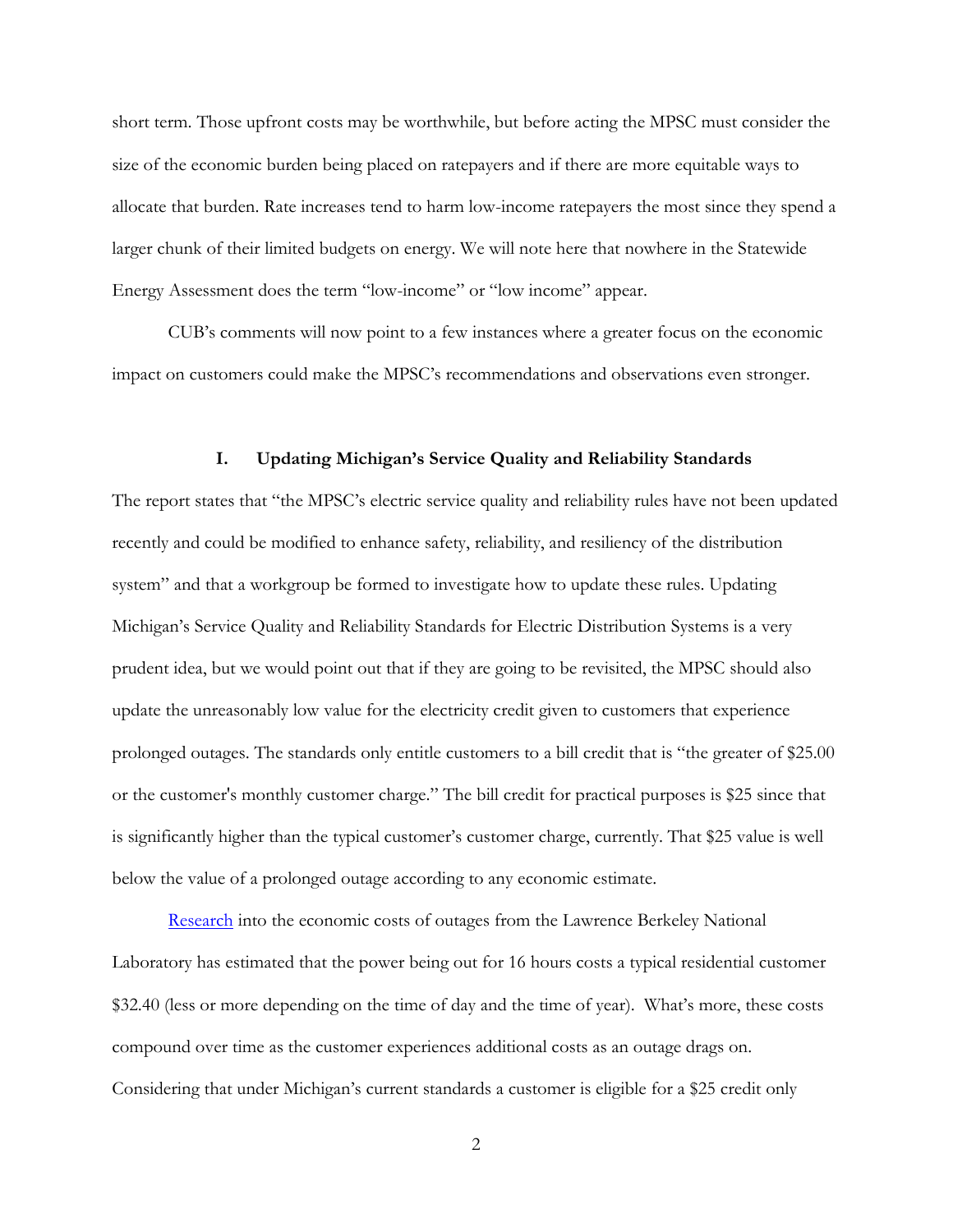short term. Those upfront costs may be worthwhile, but before acting the MPSC must consider the size of the economic burden being placed on ratepayers and if there are more equitable ways to allocate that burden. Rate increases tend to harm low-income ratepayers the most since they spend a larger chunk of their limited budgets on energy. We will note here that nowhere in the Statewide Energy Assessment does the term "low-income" or "low income" appear.

CUB's comments will now point to a few instances where a greater focus on the economic impact on customers could make the MPSC's recommendations and observations even stronger.

## I. Updating Michigan's Service Quality and Reliability Standards

The report states that "the MPSC's electric service quality and reliability rules have not been updated recently and could be modified to enhance safety, reliability, and resiliency of the distribution system" and that a workgroup be formed to investigate how to update these rules. Updating Michigan's Service Quality and Reliability Standards for Electric Distribution Systems is a very prudent idea, but we would point out that if they are going to be revisited, the MPSC should also update the unreasonably low value for the electricity credit given to customers that experience prolonged outages. The standards only entitle customers to a bill credit that is "the greater of $25.00 or the customer's monthly customer charge." The bill credit for practical purposes is $25 since that is significantly higher than the typical customer's customer charge, currently. That $25 value is well below the value of a prolonged outage according to any economic estimate.

Research into the economic costs of outages from the Lawrence Berkeley National Laboratory has estimated that the power being out for 16 hours costs a typical residential customer $32.40 (less or more depending on the time of day and the time of year). What's more, these costs compound over time as the customer experiences additional costs as an outage drags on. Considering that under Michigan's current standards a customer is eligible for a $25 credit only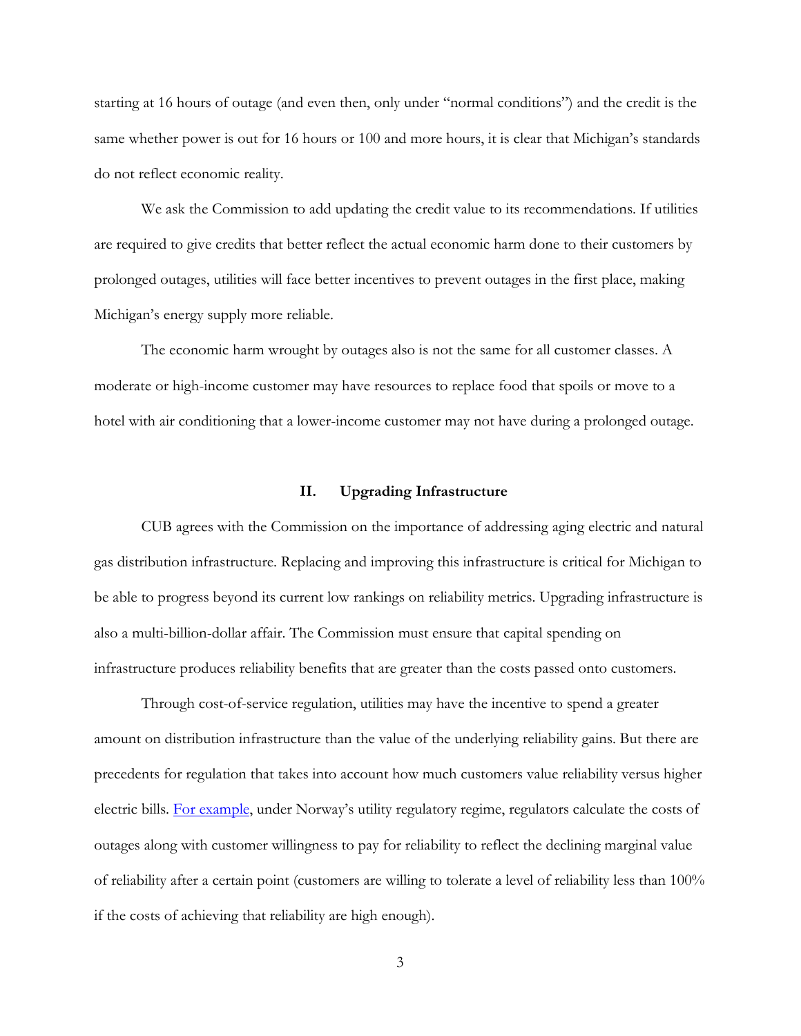starting at 16 hours of outage (and even then, only under "normal conditions") and the credit is the same whether power is out for 16 hours or 100 and more hours, it is clear that Michigan's standards do not reflect economic reality.

We ask the Commission to add updating the credit value to its recommendations. If utilities are required to give credits that better reflect the actual economic harm done to their customers by prolonged outages, utilities will face better incentives to prevent outages in the first place, making Michigan's energy supply more reliable.

The economic harm wrought by outages also is not the same for all customer classes. A moderate or high-income customer may have resources to replace food that spoils or move to a hotel with air conditioning that a lower-income customer may not have during a prolonged outage.

## II. Upgrading Infrastructure

CUB agrees with the Commission on the importance of addressing aging electric and natural gas distribution infrastructure. Replacing and improving this infrastructure is critical for Michigan to be able to progress beyond its current low rankings on reliability metrics. Upgrading infrastructure is also a multi-billion-dollar affair. The Commission must ensure that capital spending on infrastructure produces reliability benefits that are greater than the costs passed onto customers.

Through cost-of-service regulation, utilities may have the incentive to spend a greater amount on distribution infrastructure than the value of the underlying reliability gains. But there are precedents for regulation that takes into account how much customers value reliability versus higher electric bills. For example, under Norway's utility regulatory regime, regulators calculate the costs of outages along with customer willingness to pay for reliability to reflect the declining marginal value of reliability after a certain point (customers are willing to tolerate a level of reliability less than 100% if the costs of achieving that reliability are high enough).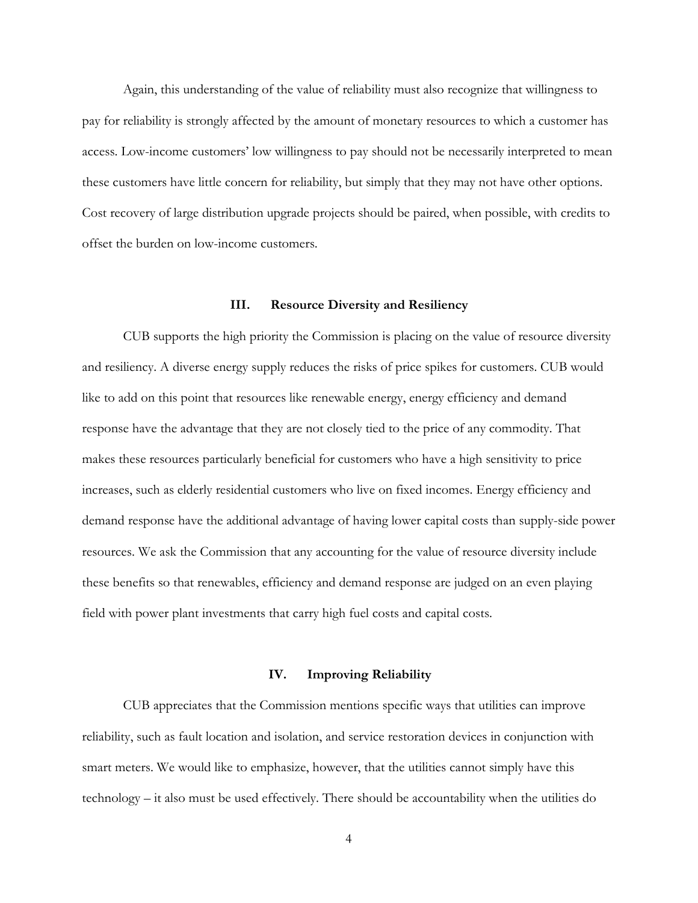Again, this understanding of the value of reliability must also recognize that willingness to pay for reliability is strongly affected by the amount of monetary resources to which a customer has access. Low-income customers' low willingness to pay should not be necessarily interpreted to mean these customers have little concern for reliability, but simply that they may not have other options. Cost recovery of large distribution upgrade projects should be paired, when possible, with credits to offset the burden on low-income customers.

## III. Resource Diversity and Resiliency

CUB supports the high priority the Commission is placing on the value of resource diversity and resiliency. A diverse energy supply reduces the risks of price spikes for customers. CUB would like to add on this point that resources like renewable energy, energy efficiency and demand response have the advantage that they are not closely tied to the price of any commodity. That makes these resources particularly beneficial for customers who have a high sensitivity to price increases, such as elderly residential customers who live on fixed incomes. Energy efficiency and demand response have the additional advantage of having lower capital costs than supply-side power resources. We ask the Commission that any accounting for the value of resource diversity include these benefits so that renewables, efficiency and demand response are judged on an even playing field with power plant investments that carry high fuel costs and capital costs.

## IV. Improving Reliability

CUB appreciates that the Commission mentions specific ways that utilities can improve reliability, such as fault location and isolation, and service restoration devices in conjunction with smart meters. We would like to emphasize, however, that the utilities cannot simply have this technology – it also must be used effectively. There should be accountability when the utilities do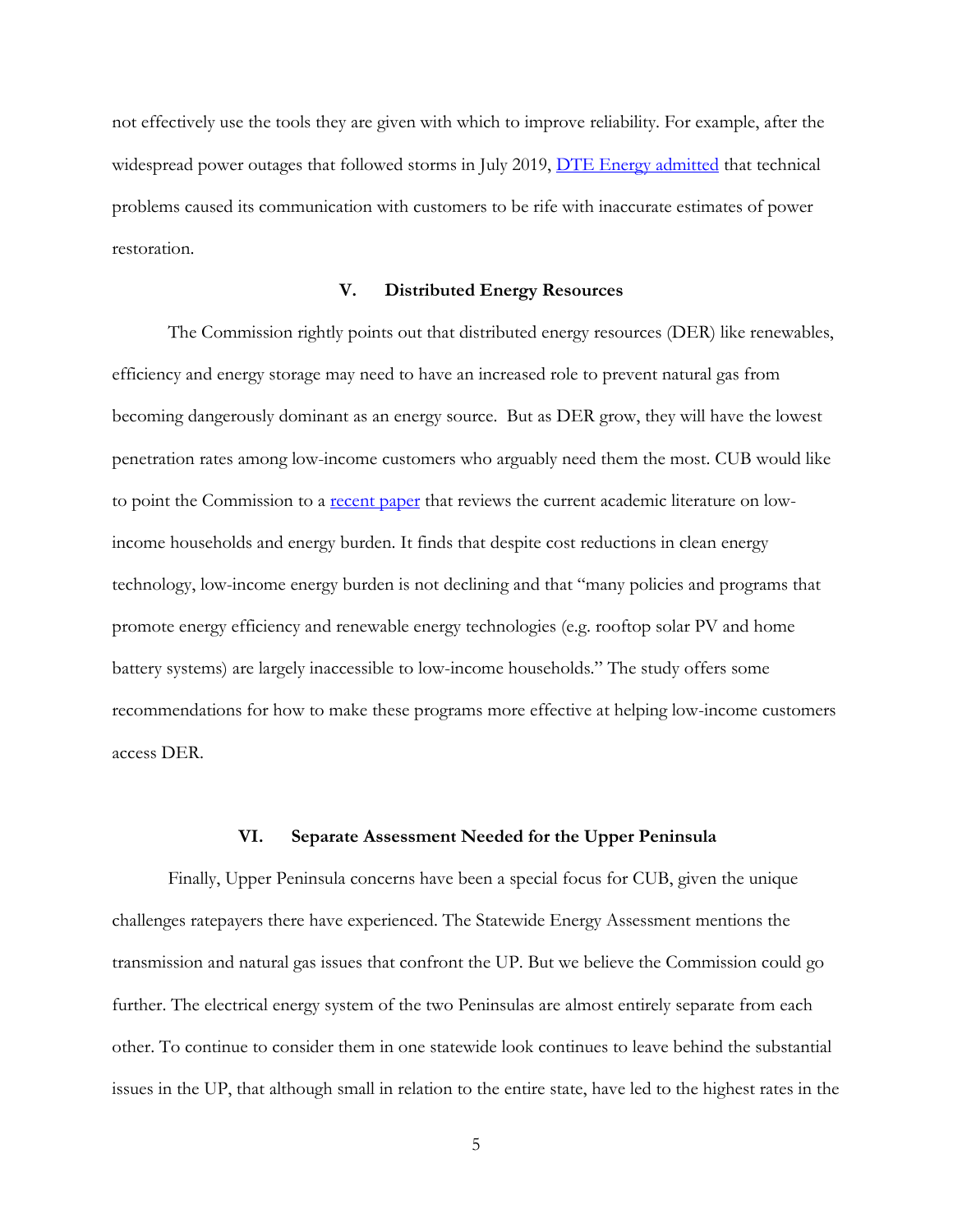not effectively use the tools they are given with which to improve reliability. For example, after the widespread power outages that followed storms in July 2019, DTE Energy admitted that technical problems caused its communication with customers to be rife with inaccurate estimates of power restoration.

## V. Distributed Energy Resources

The Commission rightly points out that distributed energy resources (DER) like renewables, efficiency and energy storage may need to have an increased role to prevent natural gas from becoming dangerously dominant as an energy source. But as DER grow, they will have the lowest penetration rates among low-income customers who arguably need them the most. CUB would like to point the Commission to a recent paper that reviews the current academic literature on low-income households and energy burden. It finds that despite cost reductions in clean energy technology, low-income energy burden is not declining and that "many policies and programs that promote energy efficiency and renewable energy technologies (e.g. rooftop solar PV and home battery systems) are largely inaccessible to low-income households." The study offers some recommendations for how to make these programs more effective at helping low-income customers access DER.

## VI. Separate Assessment Needed for the Upper Peninsula

Finally, Upper Peninsula concerns have been a special focus for CUB, given the unique challenges ratepayers there have experienced. The Statewide Energy Assessment mentions the transmission and natural gas issues that confront the UP. But we believe the Commission could go further. The electrical energy system of the two Peninsulas are almost entirely separate from each other. To continue to consider them in one statewide look continues to leave behind the substantial issues in the UP, that although small in relation to the entire state, have led to the highest rates in the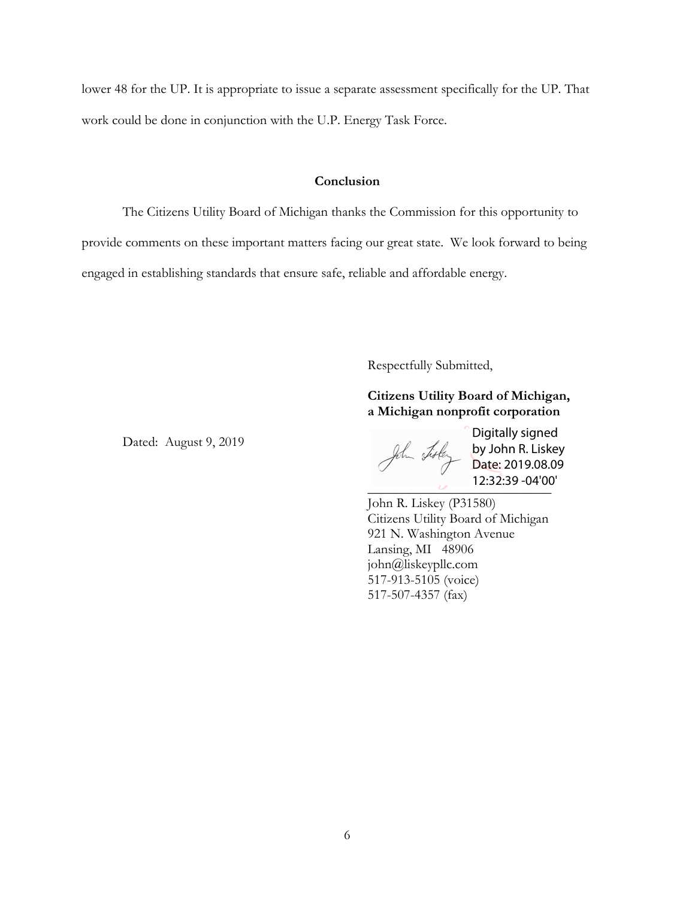lower 48 for the UP. It is appropriate to issue a separate assessment specifically for the UP. That work could be done in conjunction with the U.P. Energy Task Force.

**Conclusion**

The Citizens Utility Board of Michigan thanks the Commission for this opportunity to provide comments on these important matters facing our great state. We look forward to being engaged in establishing standards that ensure safe, reliable and affordable energy.

Respectfully Submitted,

**Citizens Utility Board of Michigan, a Michigan nonprofit corporation**

Dated: August 9, 2019

Digitally signed by John R. Liskey
Date: 2019.08.09 12:32:39 -04'00'

John R. Liskey (P31580)
Citizens Utility Board of Michigan
921 N. Washington Avenue
Lansing, MI 48906
john@liskeypllc.com
517-913-5105 (voice)
517-507-4357 (fax)